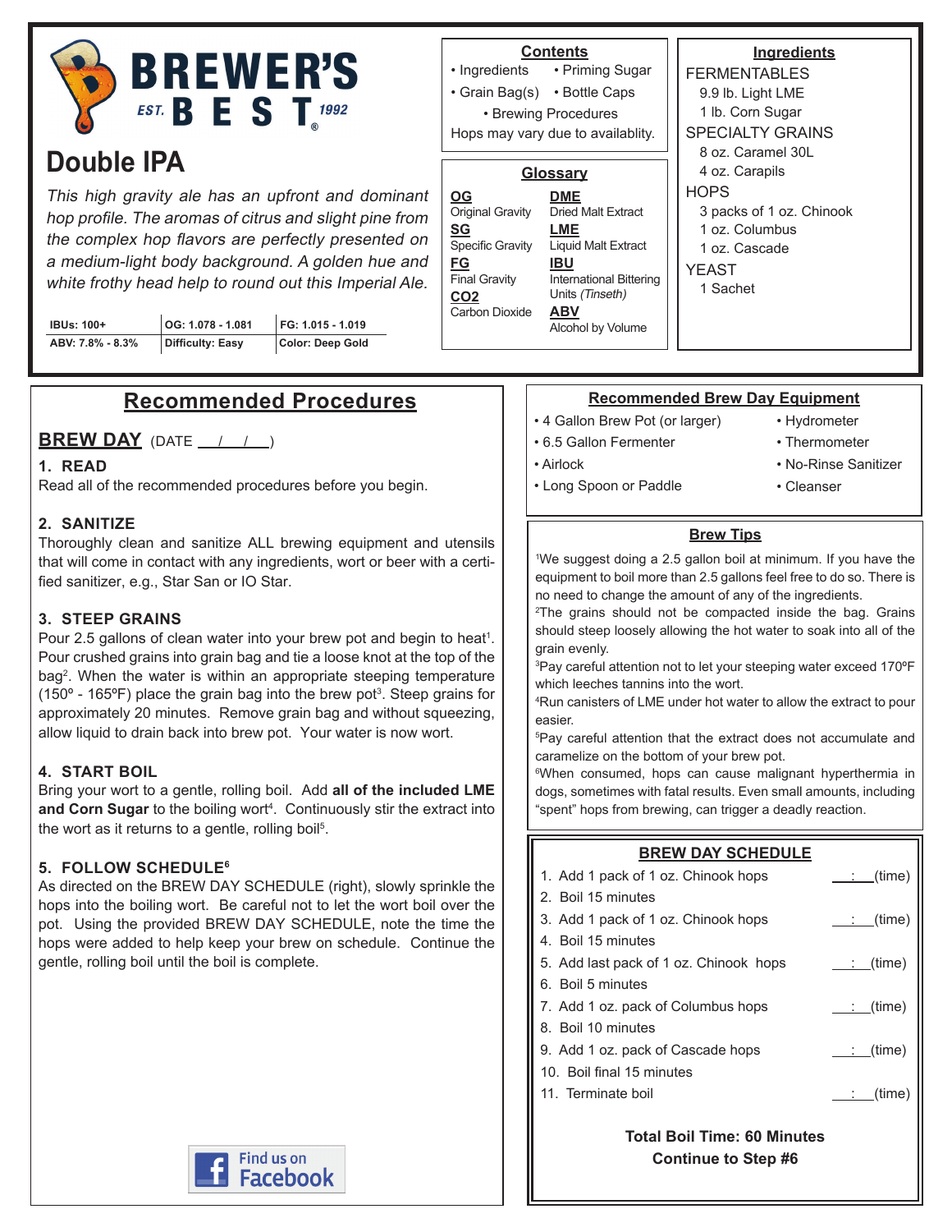# BREWER'S BEST

EST. 1992

## Double IPA

*This high gravity ale has an upfront and dominant hop profile. The aromas of citrus and slight pine from the complex hop flavors are perfectly presented on a medium-light body background. A golden hue and white frothy head help to round out this Imperial Ale.*

| IBUs: 100+ | OG: 1.078 - 1.081 | FG: 1.015 - 1.019 |
|---|---|---|
| ABV: 7.8% - 8.3% | Difficulty: Easy | Color: Deep Gold |

### Contents

- Ingredients
- Priming Sugar
- Grain Bag(s)
- Bottle Caps
- Brewing Procedures

Hops may vary due to availablity.

### Glossary

**OG** Original Gravity
**SG** Specific Gravity
**FG** Final Gravity
**CO2** Carbon Dioxide
**DME** Dried Malt Extract
**LME** Liquid Malt Extract
**IBU** International Bittering Units *(Tinseth)*
**ABV** Alcohol by Volume

### Ingredients

FERMENTABLES
- 9.9 lb. Light LME
- 1 lb. Corn Sugar

SPECIALTY GRAINS
- 8 oz. Caramel 30L
- 4 oz. Carapils

HOPS
- 3 packs of 1 oz. Chinook
- 1 oz. Columbus
- 1 oz. Cascade

YEAST
- 1 Sachet

## Recommended Procedures

### BREW DAY (DATE \_\_/\_\_/\_\_)

**1. READ**
Read all of the recommended procedures before you begin.

**2. SANITIZE**
Thoroughly clean and sanitize ALL brewing equipment and utensils that will come in contact with any ingredients, wort or beer with a certified sanitizer, e.g., Star San or IO Star.

**3. STEEP GRAINS**
Pour 2.5 gallons of clean water into your brew pot and begin to heat[1]. Pour crushed grains into grain bag and tie a loose knot at the top of the bag[2]. When the water is within an appropriate steeping temperature (150º - 165ºF) place the grain bag into the brew pot[3]. Steep grains for approximately 20 minutes. Remove grain bag and without squeezing, allow liquid to drain back into brew pot. Your water is now wort.

**4. START BOIL**
Bring your wort to a gentle, rolling boil. Add **all of the included LME and Corn Sugar** to the boiling wort[4]. Continuously stir the extract into the wort as it returns to a gentle, rolling boil[5].

**5. FOLLOW SCHEDULE[6]**
As directed on the BREW DAY SCHEDULE (right), slowly sprinkle the hops into the boiling wort. Be careful not to let the wort boil over the pot. Using the provided BREW DAY SCHEDULE, note the time the hops were added to help keep your brew on schedule. Continue the gentle, rolling boil until the boil is complete.

Find us on Facebook

### Recommended Brew Day Equipment

- 4 Gallon Brew Pot (or larger)
- 6.5 Gallon Fermenter
- Airlock
- Long Spoon or Paddle
- Hydrometer
- Thermometer
- No-Rinse Sanitizer
- Cleanser

### Brew Tips

[1]We suggest doing a 2.5 gallon boil at minimum. If you have the equipment to boil more than 2.5 gallons feel free to do so. There is no need to change the amount of any of the ingredients.
[2]The grains should not be compacted inside the bag. Grains should steep loosely allowing the hot water to soak into all of the grain evenly.
[3]Pay careful attention not to let your steeping water exceed 170ºF which leeches tannins into the wort.
[4]Run canisters of LME under hot water to allow the extract to pour easier.
[5]Pay careful attention that the extract does not accumulate and caramelize on the bottom of your brew pot.
[6]When consumed, hops can cause malignant hyperthermia in dogs, sometimes with fatal results. Even small amounts, including "spent" hops from brewing, can trigger a deadly reaction.

### BREW DAY SCHEDULE

1. Add 1 pack of 1 oz. Chinook hops \_\_:\_\_(time)
2. Boil 15 minutes
3. Add 1 pack of 1 oz. Chinook hops \_\_:\_\_(time)
4. Boil 15 minutes
5. Add last pack of 1 oz. Chinook hops \_\_:\_\_(time)
6. Boil 5 minutes
7. Add 1 oz. pack of Columbus hops \_\_:\_\_(time)
8. Boil 10 minutes
9. Add 1 oz. pack of Cascade hops \_\_:\_\_(time)
10. Boil final 15 minutes
11. Terminate boil \_\_:\_\_(time)

**Total Boil Time: 60 Minutes**
**Continue to Step #6**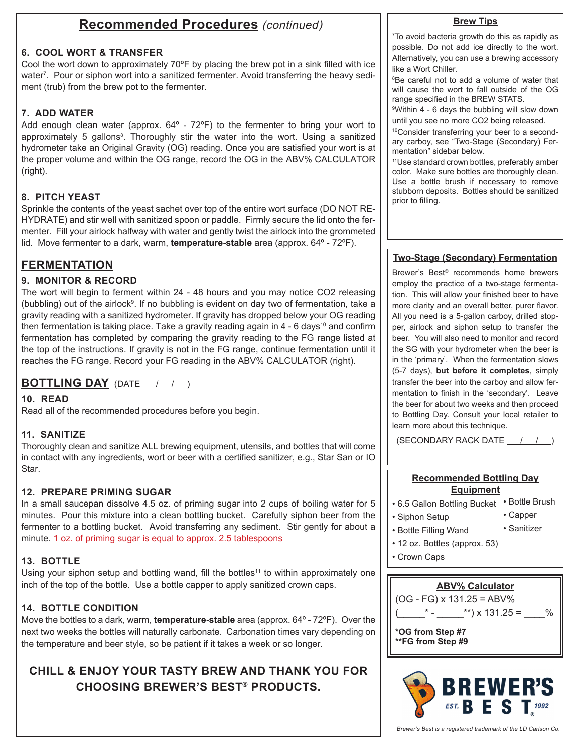# Recommended Procedures *(continued)*

### 6. COOL WORT & TRANSFER

Cool the wort down to approximately 70ºF by placing the brew pot in a sink filled with ice water[7]. Pour or siphon wort into a sanitized fermenter. Avoid transferring the heavy sediment (trub) from the brew pot to the fermenter.

### 7. ADD WATER

Add enough clean water (approx. 64º - 72ºF) to the fermenter to bring your wort to approximately 5 gallons[8]. Thoroughly stir the water into the wort. Using a sanitized hydrometer take an Original Gravity (OG) reading. Once you are satisfied your wort is at the proper volume and within the OG range, record the OG in the ABV% CALCULATOR (right).

### 8. PITCH YEAST

Sprinkle the contents of the yeast sachet over top of the entire wort surface (DO NOT REHYDRATE) and stir well with sanitized spoon or paddle. Firmly secure the lid onto the fermenter. Fill your airlock halfway with water and gently twist the airlock into the grommeted lid. Move fermenter to a dark, warm, **temperature-stable** area (approx. 64º - 72ºF).

## FERMENTATION

### 9. MONITOR & RECORD

The wort will begin to ferment within 24 - 48 hours and you may notice $CO_2$ releasing (bubbling) out of the airlock[9]. If no bubbling is evident on day two of fermentation, take a gravity reading with a sanitized hydrometer. If gravity has dropped below your OG reading then fermentation is taking place. Take a gravity reading again in 4 - 6 days[10] and confirm fermentation has completed by comparing the gravity reading to the FG range listed at the top of the instructions. If gravity is not in the FG range, continue fermentation until it reaches the FG range. Record your FG reading in the ABV% CALCULATOR (right).

## BOTTLING DAY (DATE ___/___/___)

### 10. READ

Read all of the recommended procedures before you begin.

### 11. SANITIZE

Thoroughly clean and sanitize ALL brewing equipment, utensils, and bottles that will come in contact with any ingredients, wort or beer with a certified sanitizer, e.g., Star San or IO Star.

### 12. PREPARE PRIMING SUGAR

In a small saucepan dissolve 4.5 oz. of priming sugar into 2 cups of boiling water for 5 minutes. Pour this mixture into a clean bottling bucket. Carefully siphon beer from the fermenter to a bottling bucket. Avoid transferring any sediment. Stir gently for about a minute. 1 oz. of priming sugar is equal to approx. 2.5 tablespoons

### 13. BOTTLE

Using your siphon setup and bottling wand, fill the bottles[11] to within approximately one inch of the top of the bottle. Use a bottle capper to apply sanitized crown caps.

### 14. BOTTLE CONDITION

Move the bottles to a dark, warm, **temperature-stable** area (approx. 64º - 72ºF). Over the next two weeks the bottles will naturally carbonate. Carbonation times vary depending on the temperature and beer style, so be patient if it takes a week or so longer.

**CHILL & ENJOY YOUR TASTY BREW AND THANK YOU FOR CHOOSING BREWER'S BEST® PRODUCTS.**

## Brew Tips

[7]To avoid bacteria growth do this as rapidly as possible. Do not add ice directly to the wort. Alternatively, you can use a brewing accessory like a Wort Chiller.

[8]Be careful not to add a volume of water that will cause the wort to fall outside of the OG range specified in the BREW STATS.

[9]Within 4 - 6 days the bubbling will slow down until you see no more $CO_2$ being released.

[10]Consider transferring your beer to a secondary carboy, see "Two-Stage (Secondary) Fermentation" sidebar below.

[11]Use standard crown bottles, preferably amber color. Make sure bottles are thoroughly clean. Use a bottle brush if necessary to remove stubborn deposits. Bottles should be sanitized prior to filling.

## Two-Stage (Secondary) Fermentation

Brewer's Best® recommends home brewers employ the practice of a two-stage fermentation. This will allow your finished beer to have more clarity and an overall better, purer flavor. All you need is a 5-gallon carboy, drilled stopper, airlock and siphon setup to transfer the beer. You will also need to monitor and record the SG with your hydrometer when the beer is in the 'primary'. When the fermentation slows (5-7 days), **but before it completes**, simply transfer the beer into the carboy and allow fermentation to finish in the 'secondary'. Leave the beer for about two weeks and then proceed to Bottling Day. Consult your local retailer to learn more about this technique.

(SECONDARY RACK DATE ___/___/___)

## Recommended Bottling Day Equipment

- 6.5 Gallon Bottling Bucket
- Siphon Setup
- Bottle Filling Wand
- 12 oz. Bottles (approx. 53)
- Crown Caps
- Bottle Brush
- Capper
- Sanitizer

## ABV% Calculator

(OG - FG) x 131.25 = ABV%

(_____* - _____**) x 131.25 = ____%

**\*OG from Step #7**
**\*\*FG from Step #9**

BREWER'S BEST EST. 1992

*Brewer's Best is a registered trademark of the LD Carlson Co.*